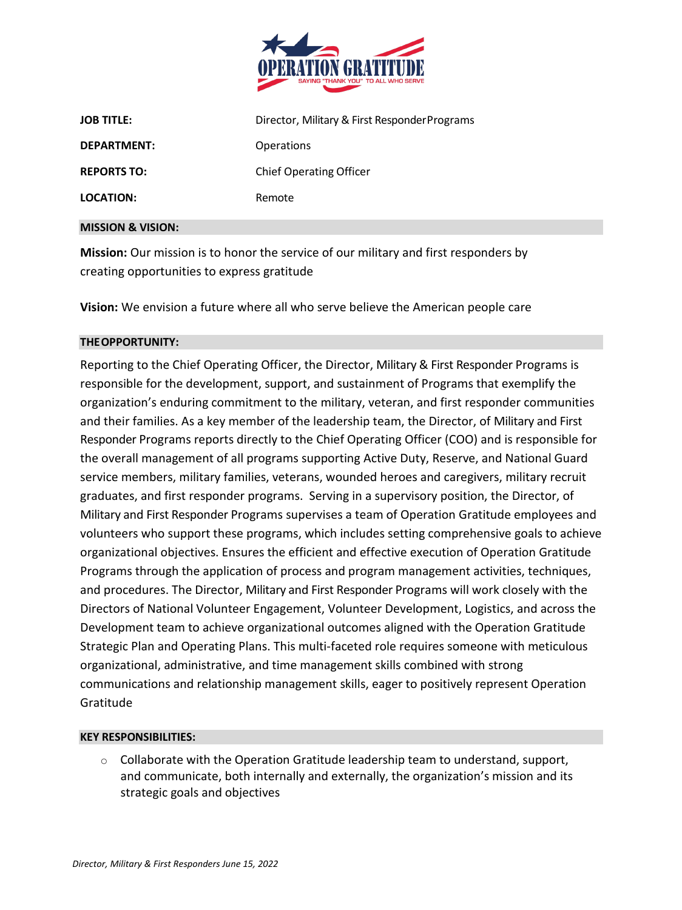| | |
|---|---|
| **JOB TITLE:** | Director, Military & First Responder Programs |
| **DEPARTMENT:** | Operations |
| **REPORTS TO:** | Chief Operating Officer |
| **LOCATION:** | Remote |

## MISSION & VISION:

**Mission:** Our mission is to honor the service of our military and first responders by creating opportunities to express gratitude

**Vision:** We envision a future where all who serve believe the American people care

## THE OPPORTUNITY:

Reporting to the Chief Operating Officer, the Director, Military & First Responder Programs is responsible for the development, support, and sustainment of Programs that exemplify the organization's enduring commitment to the military, veteran, and first responder communities and their families. As a key member of the leadership team, the Director, of Military and First Responder Programs reports directly to the Chief Operating Officer (COO) and is responsible for the overall management of all programs supporting Active Duty, Reserve, and National Guard service members, military families, veterans, wounded heroes and caregivers, military recruit graduates, and first responder programs. Serving in a supervisory position, the Director, of Military and First Responder Programs supervises a team of Operation Gratitude employees and volunteers who support these programs, which includes setting comprehensive goals to achieve organizational objectives. Ensures the efficient and effective execution of Operation Gratitude Programs through the application of process and program management activities, techniques, and procedures. The Director, Military and First Responder Programs will work closely with the Directors of National Volunteer Engagement, Volunteer Development, Logistics, and across the Development team to achieve organizational outcomes aligned with the Operation Gratitude Strategic Plan and Operating Plans. This multi-faceted role requires someone with meticulous organizational, administrative, and time management skills combined with strong communications and relationship management skills, eager to positively represent Operation Gratitude

## KEY RESPONSIBILITIES:

- Collaborate with the Operation Gratitude leadership team to understand, support, and communicate, both internally and externally, the organization's mission and its strategic goals and objectives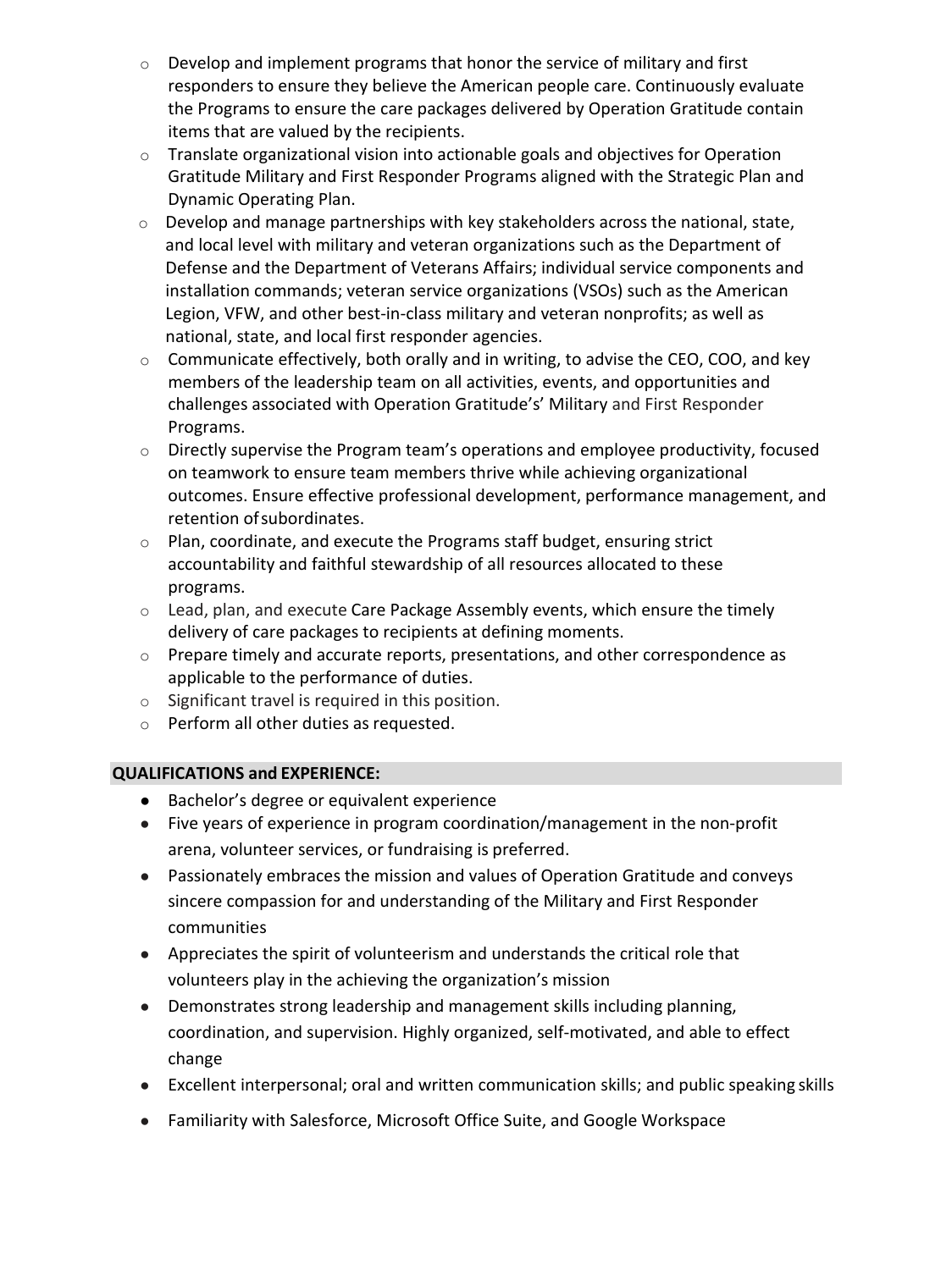- Develop and implement programs that honor the service of military and first responders to ensure they believe the American people care. Continuously evaluate the Programs to ensure the care packages delivered by Operation Gratitude contain items that are valued by the recipients.
- Translate organizational vision into actionable goals and objectives for Operation Gratitude Military and First Responder Programs aligned with the Strategic Plan and Dynamic Operating Plan.
- Develop and manage partnerships with key stakeholders across the national, state, and local level with military and veteran organizations such as the Department of Defense and the Department of Veterans Affairs; individual service components and installation commands; veteran service organizations (VSOs) such as the American Legion, VFW, and other best-in-class military and veteran nonprofits; as well as national, state, and local first responder agencies.
- Communicate effectively, both orally and in writing, to advise the CEO, COO, and key members of the leadership team on all activities, events, and opportunities and challenges associated with Operation Gratitude's' Military and First Responder Programs.
- Directly supervise the Program team's operations and employee productivity, focused on teamwork to ensure team members thrive while achieving organizational outcomes. Ensure effective professional development, performance management, and retention of subordinates.
- Plan, coordinate, and execute the Programs staff budget, ensuring strict accountability and faithful stewardship of all resources allocated to these programs.
- Lead, plan, and execute Care Package Assembly events, which ensure the timely delivery of care packages to recipients at defining moments.
- Prepare timely and accurate reports, presentations, and other correspondence as applicable to the performance of duties.
- Significant travel is required in this position.
- Perform all other duties as requested.

**QUALIFICATIONS and EXPERIENCE:**

- Bachelor's degree or equivalent experience
- Five years of experience in program coordination/management in the non-profit arena, volunteer services, or fundraising is preferred.
- Passionately embraces the mission and values of Operation Gratitude and conveys sincere compassion for and understanding of the Military and First Responder communities
- Appreciates the spirit of volunteerism and understands the critical role that volunteers play in the achieving the organization's mission
- Demonstrates strong leadership and management skills including planning, coordination, and supervision. Highly organized, self-motivated, and able to effect change
- Excellent interpersonal; oral and written communication skills; and public speaking skills
- Familiarity with Salesforce, Microsoft Office Suite, and Google Workspace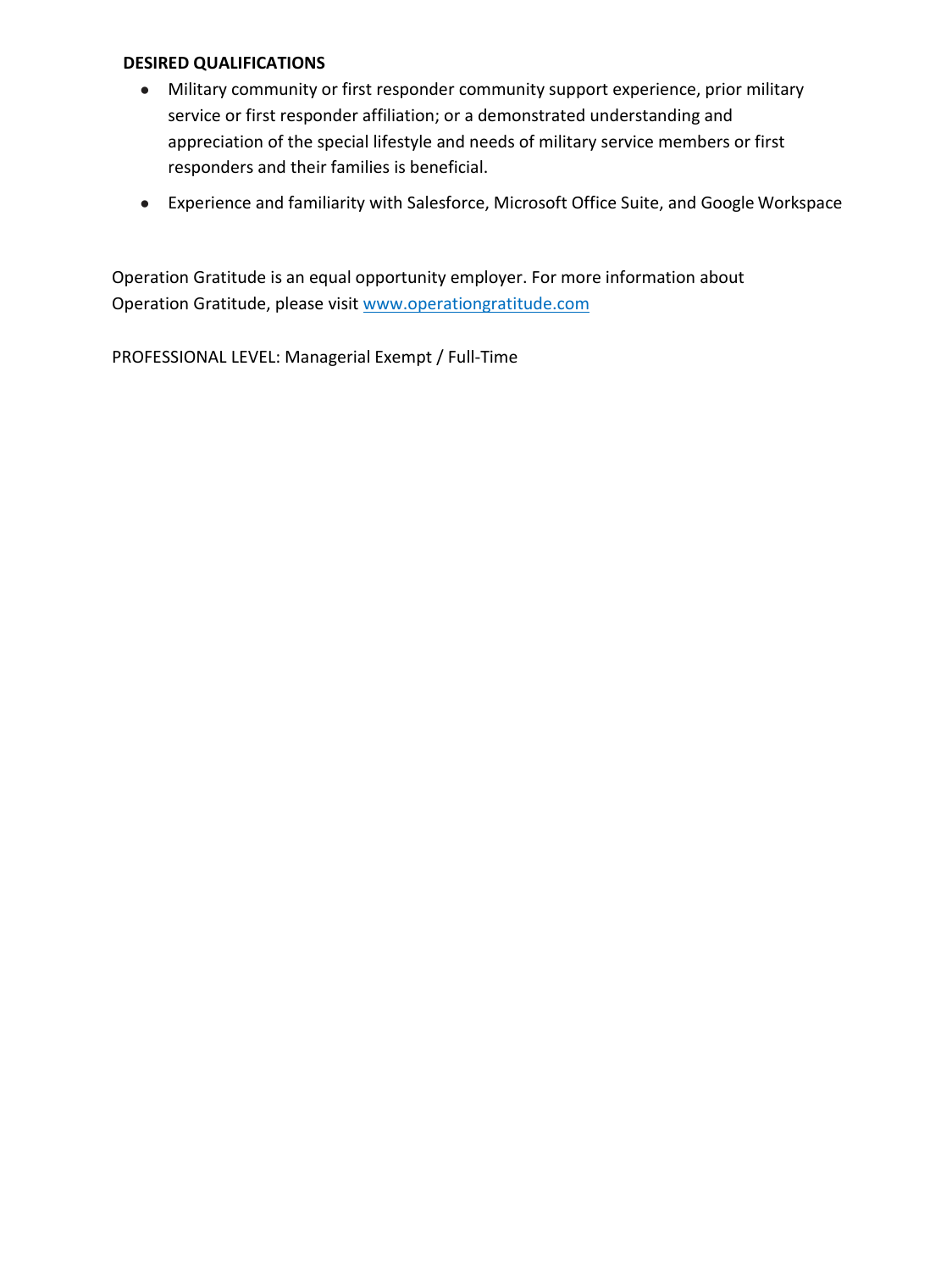**DESIRED QUALIFICATIONS**

- Military community or first responder community support experience, prior military service or first responder affiliation; or a demonstrated understanding and appreciation of the special lifestyle and needs of military service members or first responders and their families is beneficial.
- Experience and familiarity with Salesforce, Microsoft Office Suite, and Google Workspace

Operation Gratitude is an equal opportunity employer. For more information about Operation Gratitude, please visit [www.operationgratitude.com](www.operationgratitude.com)

PROFESSIONAL LEVEL: Managerial Exempt / Full-Time